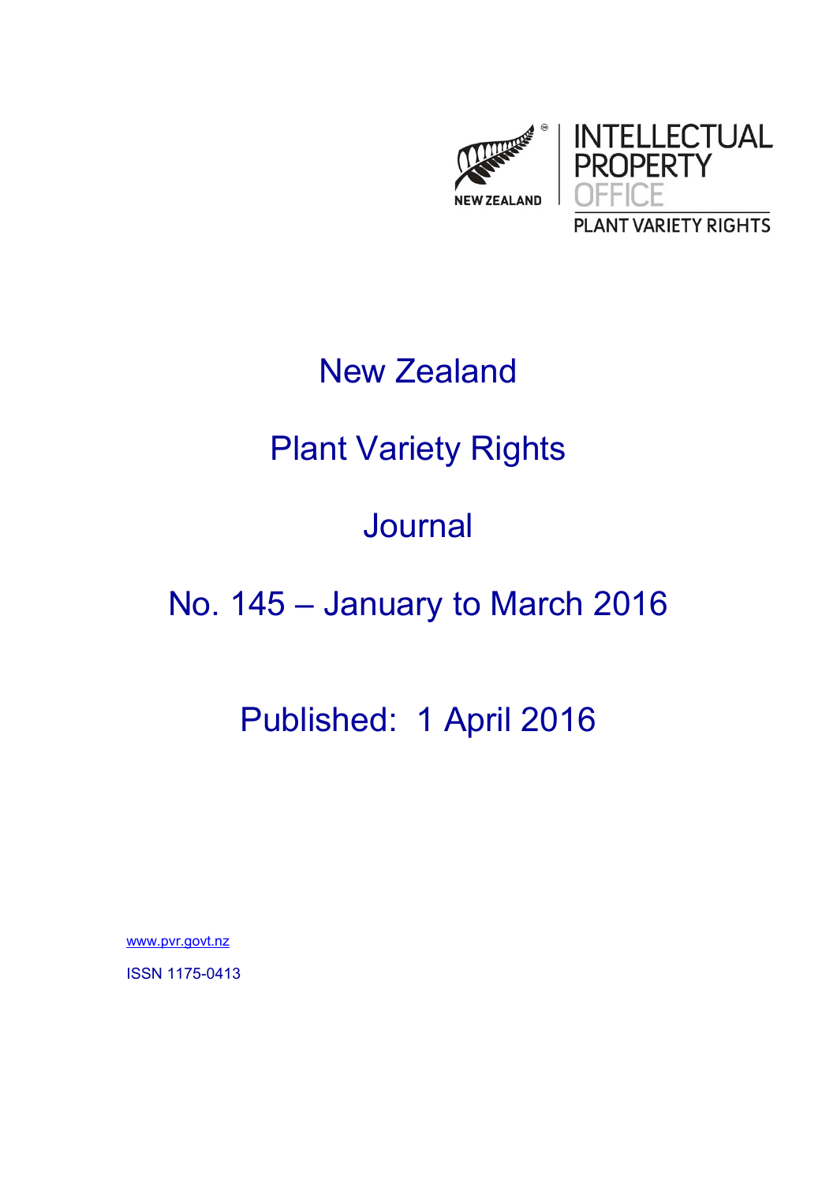NEW ZEALAND

INTELLECTUAL PROPERTY OFFICE

PLANT VARIETY RIGHTS

# New Zealand

# Plant Variety Rights

# Journal

# No. 145 – January to March 2016

## Published: 1 April 2016

www.pvr.govt.nz

ISSN 1175-0413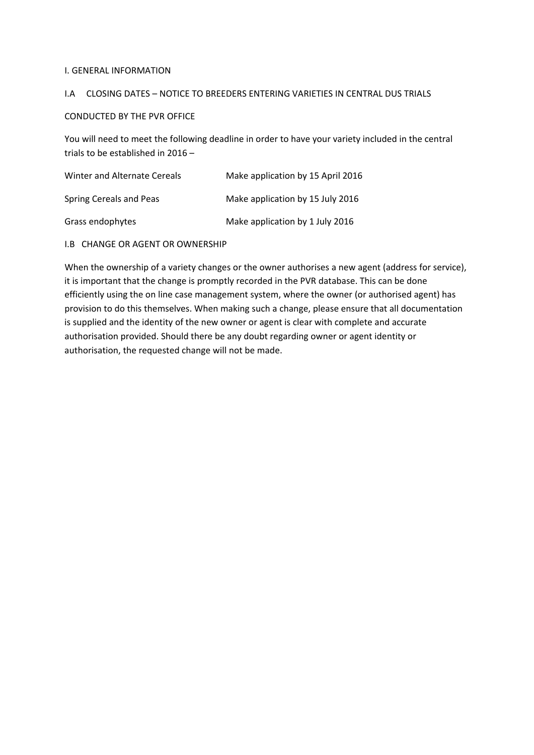# I. GENERAL INFORMATION

## I.A CLOSING DATES – NOTICE TO BREEDERS ENTERING VARIETIES IN CENTRAL DUS TRIALS CONDUCTED BY THE PVR OFFICE

You will need to meet the following deadline in order to have your variety included in the central trials to be established in 2016 –

| | |
|---|---|
| Winter and Alternate Cereals | Make application by 15 April 2016 |
| Spring Cereals and Peas | Make application by 15 July 2016 |
| Grass endophytes | Make application by 1 July 2016 |

## I.B CHANGE OR AGENT OR OWNERSHIP

When the ownership of a variety changes or the owner authorises a new agent (address for service), it is important that the change is promptly recorded in the PVR database. This can be done efficiently using the on line case management system, where the owner (or authorised agent) has provision to do this themselves. When making such a change, please ensure that all documentation is supplied and the identity of the new owner or agent is clear with complete and accurate authorisation provided. Should there be any doubt regarding owner or agent identity or authorisation, the requested change will not be made.